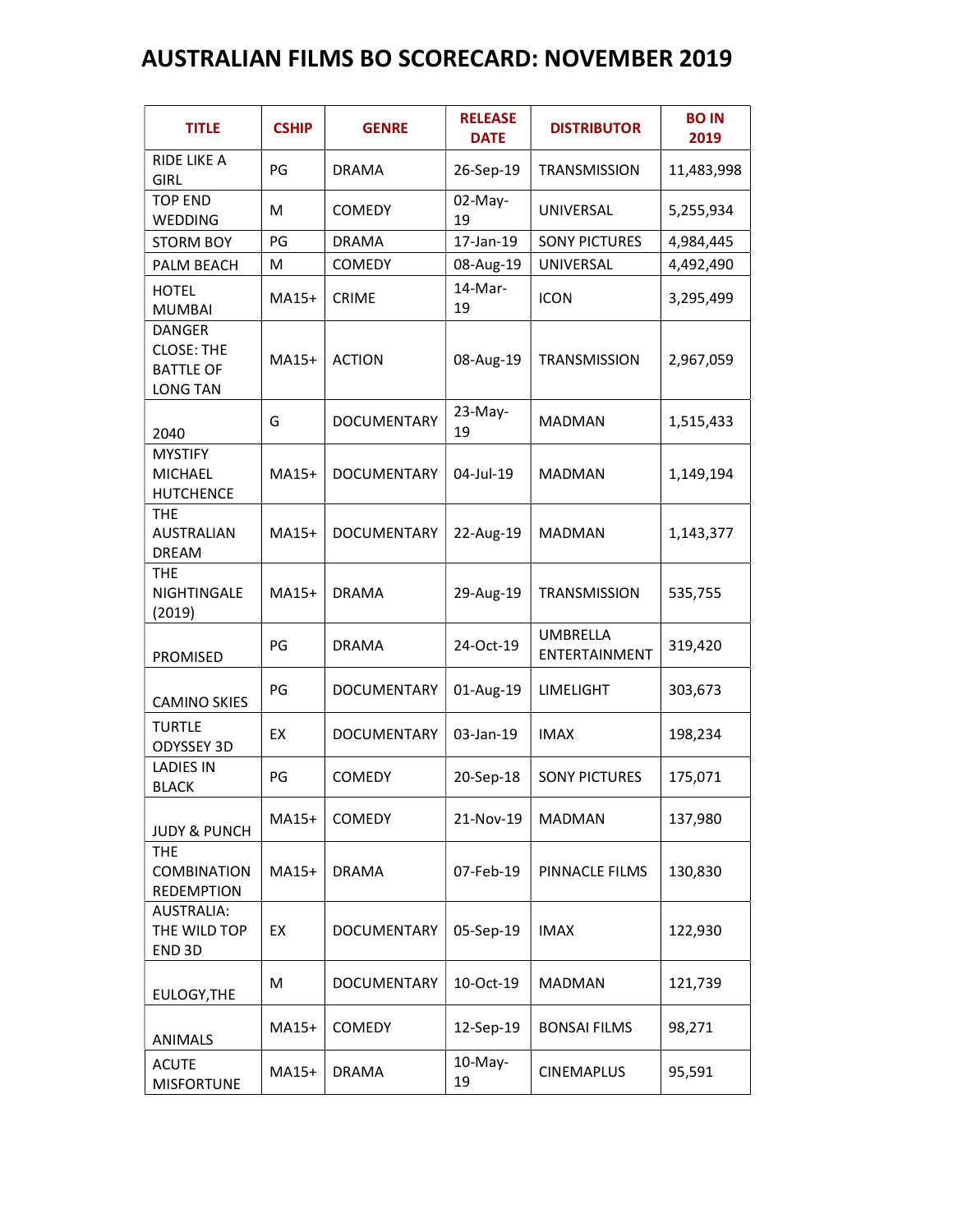# AUSTRALIAN FILMS BO SCORECARD: NOVEMBER 2019

| TITLE | CSHIP | GENRE | RELEASE DATE | DISTRIBUTOR | BO IN 2019 |
|---|---|---|---|---|---|
| RIDE LIKE A GIRL | PG | DRAMA | 26-Sep-19 | TRANSMISSION | 11,483,998 |
| TOP END WEDDING | M | COMEDY | 02-May-19 | UNIVERSAL | 5,255,934 |
| STORM BOY | PG | DRAMA | 17-Jan-19 | SONY PICTURES | 4,984,445 |
| PALM BEACH | M | COMEDY | 08-Aug-19 | UNIVERSAL | 4,492,490 |
| HOTEL MUMBAI | MA15+ | CRIME | 14-Mar-19 | ICON | 3,295,499 |
| DANGER CLOSE: THE BATTLE OF LONG TAN | MA15+ | ACTION | 08-Aug-19 | TRANSMISSION | 2,967,059 |
| 2040 | G | DOCUMENTARY | 23-May-19 | MADMAN | 1,515,433 |
| MYSTIFY MICHAEL HUTCHENCE | MA15+ | DOCUMENTARY | 04-Jul-19 | MADMAN | 1,149,194 |
| THE AUSTRALIAN DREAM | MA15+ | DOCUMENTARY | 22-Aug-19 | MADMAN | 1,143,377 |
| THE NIGHTINGALE (2019) | MA15+ | DRAMA | 29-Aug-19 | TRANSMISSION | 535,755 |
| PROMISED | PG | DRAMA | 24-Oct-19 | UMBRELLA ENTERTAINMENT | 319,420 |
| CAMINO SKIES | PG | DOCUMENTARY | 01-Aug-19 | LIMELIGHT | 303,673 |
| TURTLE ODYSSEY 3D | EX | DOCUMENTARY | 03-Jan-19 | IMAX | 198,234 |
| LADIES IN BLACK | PG | COMEDY | 20-Sep-18 | SONY PICTURES | 175,071 |
| JUDY & PUNCH | MA15+ | COMEDY | 21-Nov-19 | MADMAN | 137,980 |
| THE COMBINATION REDEMPTION | MA15+ | DRAMA | 07-Feb-19 | PINNACLE FILMS | 130,830 |
| AUSTRALIA: THE WILD TOP END 3D | EX | DOCUMENTARY | 05-Sep-19 | IMAX | 122,930 |
| EULOGY,THE | M | DOCUMENTARY | 10-Oct-19 | MADMAN | 121,739 |
| ANIMALS | MA15+ | COMEDY | 12-Sep-19 | BONSAI FILMS | 98,271 |
| ACUTE MISFORTUNE | MA15+ | DRAMA | 10-May-19 | CINEMAPLUS | 95,591 |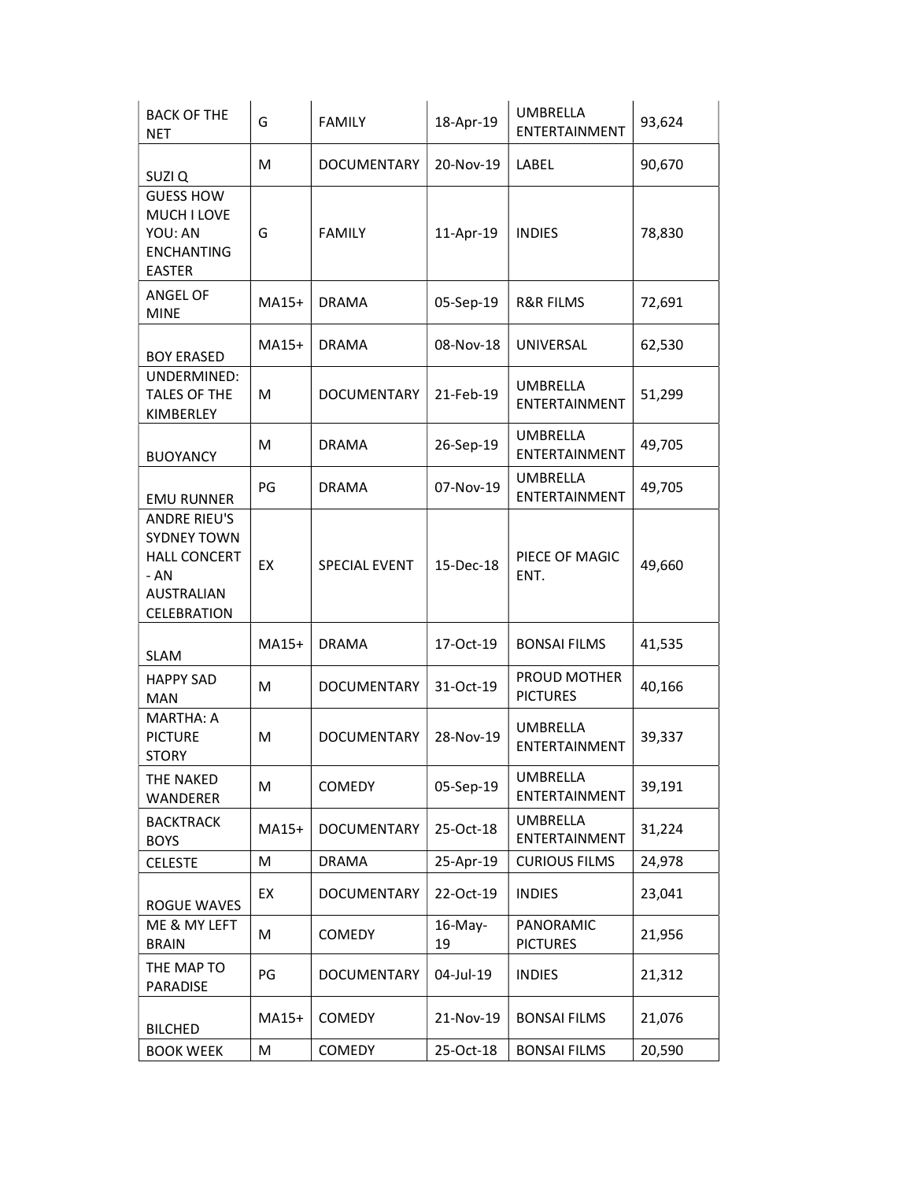| BACK OF THE NET | G | FAMILY | 18-Apr-19 | UMBRELLA ENTERTAINMENT | 93,624 |
|---|---|---|---|---|---|
| SUZI Q | M | DOCUMENTARY | 20-Nov-19 | LABEL | 90,670 |
| GUESS HOW MUCH I LOVE YOU: AN ENCHANTING EASTER | G | FAMILY | 11-Apr-19 | INDIES | 78,830 |
| ANGEL OF MINE | MA15+ | DRAMA | 05-Sep-19 | R&R FILMS | 72,691 |
| BOY ERASED | MA15+ | DRAMA | 08-Nov-18 | UNIVERSAL | 62,530 |
| UNDERMINED: TALES OF THE KIMBERLEY | M | DOCUMENTARY | 21-Feb-19 | UMBRELLA ENTERTAINMENT | 51,299 |
| BUOYANCY | M | DRAMA | 26-Sep-19 | UMBRELLA ENTERTAINMENT | 49,705 |
| EMU RUNNER | PG | DRAMA | 07-Nov-19 | UMBRELLA ENTERTAINMENT | 49,705 |
| ANDRE RIEU'S SYDNEY TOWN HALL CONCERT - AN AUSTRALIAN CELEBRATION | EX | SPECIAL EVENT | 15-Dec-18 | PIECE OF MAGIC ENT. | 49,660 |
| SLAM | MA15+ | DRAMA | 17-Oct-19 | BONSAI FILMS | 41,535 |
| HAPPY SAD MAN | M | DOCUMENTARY | 31-Oct-19 | PROUD MOTHER PICTURES | 40,166 |
| MARTHA: A PICTURE STORY | M | DOCUMENTARY | 28-Nov-19 | UMBRELLA ENTERTAINMENT | 39,337 |
| THE NAKED WANDERER | M | COMEDY | 05-Sep-19 | UMBRELLA ENTERTAINMENT | 39,191 |
| BACKTRACK BOYS | MA15+ | DOCUMENTARY | 25-Oct-18 | UMBRELLA ENTERTAINMENT | 31,224 |
| CELESTE | M | DRAMA | 25-Apr-19 | CURIOUS FILMS | 24,978 |
| ROGUE WAVES | EX | DOCUMENTARY | 22-Oct-19 | INDIES | 23,041 |
| ME & MY LEFT BRAIN | M | COMEDY | 16-May-19 | PANORAMIC PICTURES | 21,956 |
| THE MAP TO PARADISE | PG | DOCUMENTARY | 04-Jul-19 | INDIES | 21,312 |
| BILCHED | MA15+ | COMEDY | 21-Nov-19 | BONSAI FILMS | 21,076 |
| BOOK WEEK | M | COMEDY | 25-Oct-18 | BONSAI FILMS | 20,590 |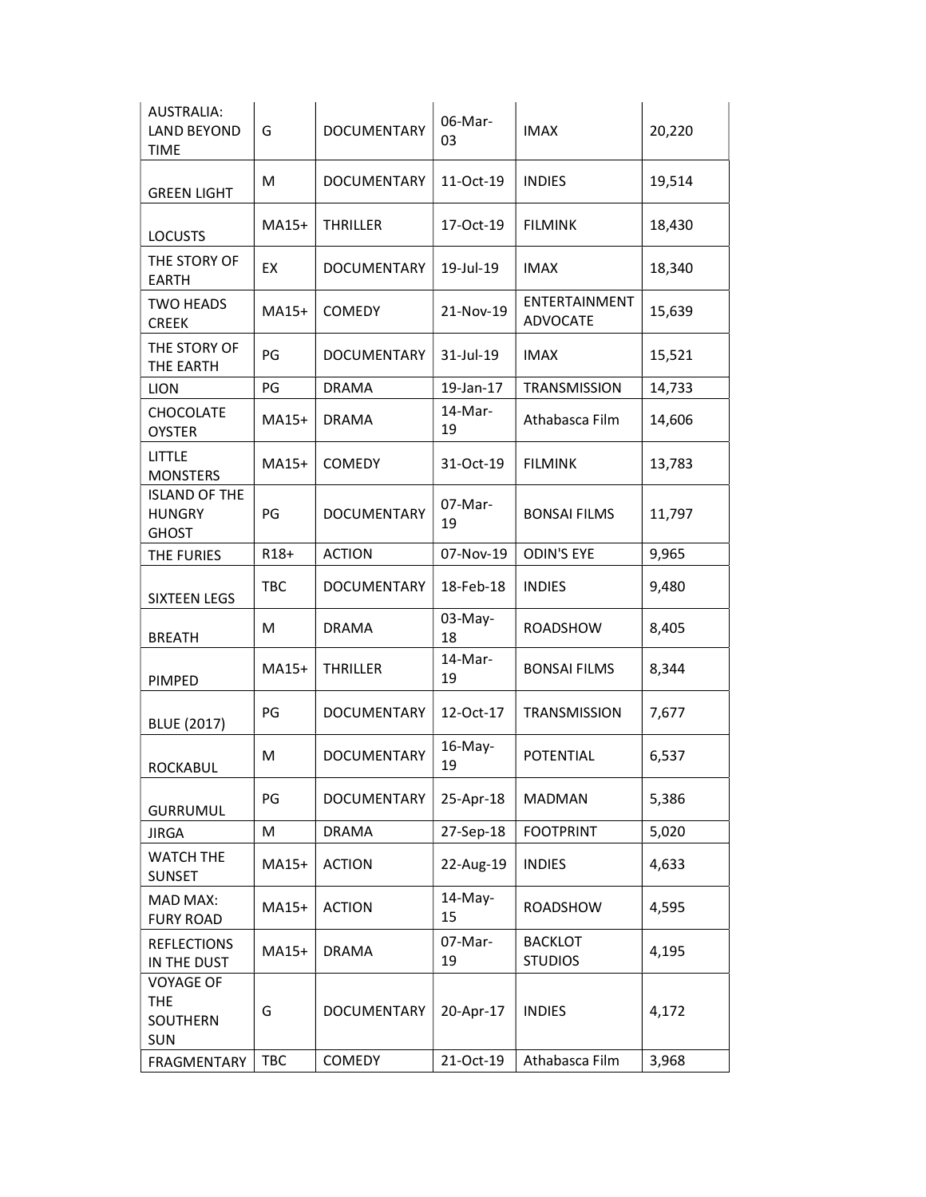| AUSTRALIA: LAND BEYOND TIME | G | DOCUMENTARY | 06-Mar-03 | IMAX | 20,220 |
|---|---|---|---|---|---|
| GREEN LIGHT | M | DOCUMENTARY | 11-Oct-19 | INDIES | 19,514 |
| LOCUSTS | MA15+ | THRILLER | 17-Oct-19 | FILMINK | 18,430 |
| THE STORY OF EARTH | EX | DOCUMENTARY | 19-Jul-19 | IMAX | 18,340 |
| TWO HEADS CREEK | MA15+ | COMEDY | 21-Nov-19 | ENTERTAINMENT ADVOCATE | 15,639 |
| THE STORY OF THE EARTH | PG | DOCUMENTARY | 31-Jul-19 | IMAX | 15,521 |
| LION | PG | DRAMA | 19-Jan-17 | TRANSMISSION | 14,733 |
| CHOCOLATE OYSTER | MA15+ | DRAMA | 14-Mar-19 | Athabasca Film | 14,606 |
| LITTLE MONSTERS | MA15+ | COMEDY | 31-Oct-19 | FILMINK | 13,783 |
| ISLAND OF THE HUNGRY GHOST | PG | DOCUMENTARY | 07-Mar-19 | BONSAI FILMS | 11,797 |
| THE FURIES | R18+ | ACTION | 07-Nov-19 | ODIN'S EYE | 9,965 |
| SIXTEEN LEGS | TBC | DOCUMENTARY | 18-Feb-18 | INDIES | 9,480 |
| BREATH | M | DRAMA | 03-May-18 | ROADSHOW | 8,405 |
| PIMPED | MA15+ | THRILLER | 14-Mar-19 | BONSAI FILMS | 8,344 |
| BLUE (2017) | PG | DOCUMENTARY | 12-Oct-17 | TRANSMISSION | 7,677 |
| ROCKABUL | M | DOCUMENTARY | 16-May-19 | POTENTIAL | 6,537 |
| GURRUMUL | PG | DOCUMENTARY | 25-Apr-18 | MADMAN | 5,386 |
| JIRGA | M | DRAMA | 27-Sep-18 | FOOTPRINT | 5,020 |
| WATCH THE SUNSET | MA15+ | ACTION | 22-Aug-19 | INDIES | 4,633 |
| MAD MAX: FURY ROAD | MA15+ | ACTION | 14-May-15 | ROADSHOW | 4,595 |
| REFLECTIONS IN THE DUST | MA15+ | DRAMA | 07-Mar-19 | BACKLOT STUDIOS | 4,195 |
| VOYAGE OF THE SOUTHERN SUN | G | DOCUMENTARY | 20-Apr-17 | INDIES | 4,172 |
| FRAGMENTARY | TBC | COMEDY | 21-Oct-19 | Athabasca Film | 3,968 |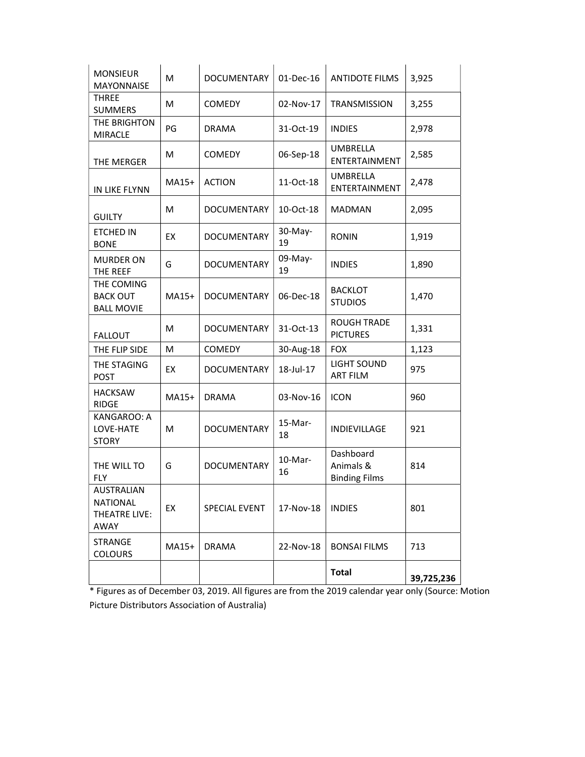| | | | | | |
|---|---|---|---|---|---|
| MONSIEUR MAYONNAISE | M | DOCUMENTARY | 01-Dec-16 | ANTIDOTE FILMS | 3,925 |
| THREE SUMMERS | M | COMEDY | 02-Nov-17 | TRANSMISSION | 3,255 |
| THE BRIGHTON MIRACLE | PG | DRAMA | 31-Oct-19 | INDIES | 2,978 |
| THE MERGER | M | COMEDY | 06-Sep-18 | UMBRELLA ENTERTAINMENT | 2,585 |
| IN LIKE FLYNN | MA15+ | ACTION | 11-Oct-18 | UMBRELLA ENTERTAINMENT | 2,478 |
| GUILTY | M | DOCUMENTARY | 10-Oct-18 | MADMAN | 2,095 |
| ETCHED IN BONE | EX | DOCUMENTARY | 30-May-19 | RONIN | 1,919 |
| MURDER ON THE REEF | G | DOCUMENTARY | 09-May-19 | INDIES | 1,890 |
| THE COMING BACK OUT BALL MOVIE | MA15+ | DOCUMENTARY | 06-Dec-18 | BACKLOT STUDIOS | 1,470 |
| FALLOUT | M | DOCUMENTARY | 31-Oct-13 | ROUGH TRADE PICTURES | 1,331 |
| THE FLIP SIDE | M | COMEDY | 30-Aug-18 | FOX | 1,123 |
| THE STAGING POST | EX | DOCUMENTARY | 18-Jul-17 | LIGHT SOUND ART FILM | 975 |
| HACKSAW RIDGE | MA15+ | DRAMA | 03-Nov-16 | ICON | 960 |
| KANGAROO: A LOVE-HATE STORY | M | DOCUMENTARY | 15-Mar-18 | INDIEVILLAGE | 921 |
| THE WILL TO FLY | G | DOCUMENTARY | 10-Mar-16 | Dashboard Animals & Binding Films | 814 |
| AUSTRALIAN NATIONAL THEATRE LIVE: AWAY | EX | SPECIAL EVENT | 17-Nov-18 | INDIES | 801 |
| STRANGE COLOURS | MA15+ | DRAMA | 22-Nov-18 | BONSAI FILMS | 713 |
| | | | | **Total** | **39,725,236** |

* Figures as of December 03, 2019. All figures are from the 2019 calendar year only (Source: Motion Picture Distributors Association of Australia)